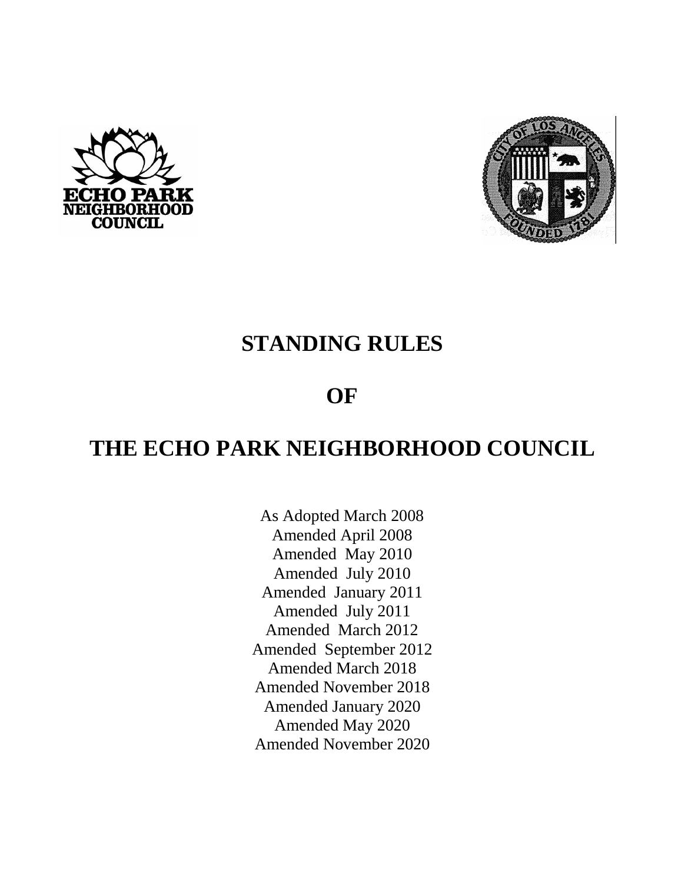# STANDING RULES

# OF

# THE ECHO PARK NEIGHBORHOOD COUNCIL

As Adopted March 2008
Amended April 2008
Amended May 2010
Amended July 2010
Amended January 2011
Amended July 2011
Amended March 2012
Amended September 2012
Amended March 2018
Amended November 2018
Amended January 2020
Amended May 2020
Amended November 2020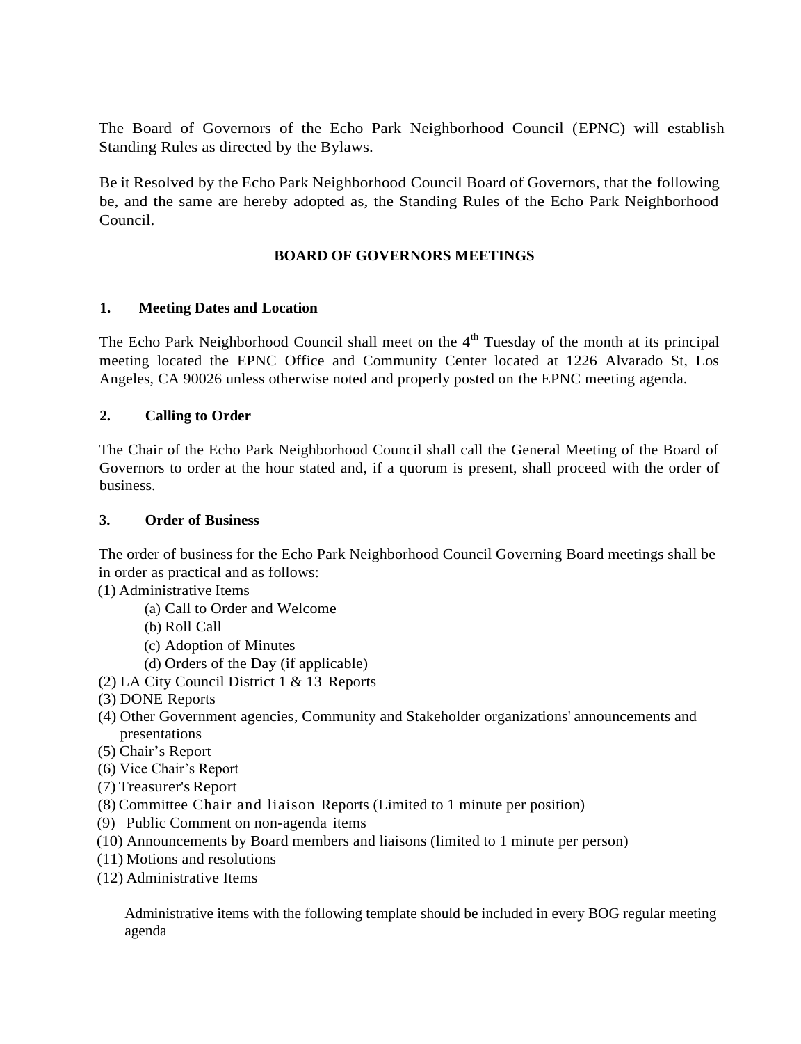The Board of Governors of the Echo Park Neighborhood Council (EPNC) will establish Standing Rules as directed by the Bylaws.

Be it Resolved by the Echo Park Neighborhood Council Board of Governors, that the following be, and the same are hereby adopted as, the Standing Rules of the Echo Park Neighborhood Council.

## BOARD OF GOVERNORS MEETINGS

### 1. Meeting Dates and Location

The Echo Park Neighborhood Council shall meet on the 4th Tuesday of the month at its principal meeting located the EPNC Office and Community Center located at 1226 Alvarado St, Los Angeles, CA 90026 unless otherwise noted and properly posted on the EPNC meeting agenda.

### 2. Calling to Order

The Chair of the Echo Park Neighborhood Council shall call the General Meeting of the Board of Governors to order at the hour stated and, if a quorum is present, shall proceed with the order of business.

### 3. Order of Business

The order of business for the Echo Park Neighborhood Council Governing Board meetings shall be in order as practical and as follows:

(1) Administrative Items
  - (a) Call to Order and Welcome
  - (b) Roll Call
  - (c) Adoption of Minutes
  - (d) Orders of the Day (if applicable)

(2) LA City Council District 1 & 13 Reports
(3) DONE Reports
(4) Other Government agencies, Community and Stakeholder organizations' announcements and presentations
(5) Chair's Report
(6) Vice Chair's Report
(7) Treasurer's Report
(8) Committee Chair and liaison Reports (Limited to 1 minute per position)
(9) Public Comment on non-agenda items
(10) Announcements by Board members and liaisons (limited to 1 minute per person)
(11) Motions and resolutions
(12) Administrative Items

Administrative items with the following template should be included in every BOG regular meeting agenda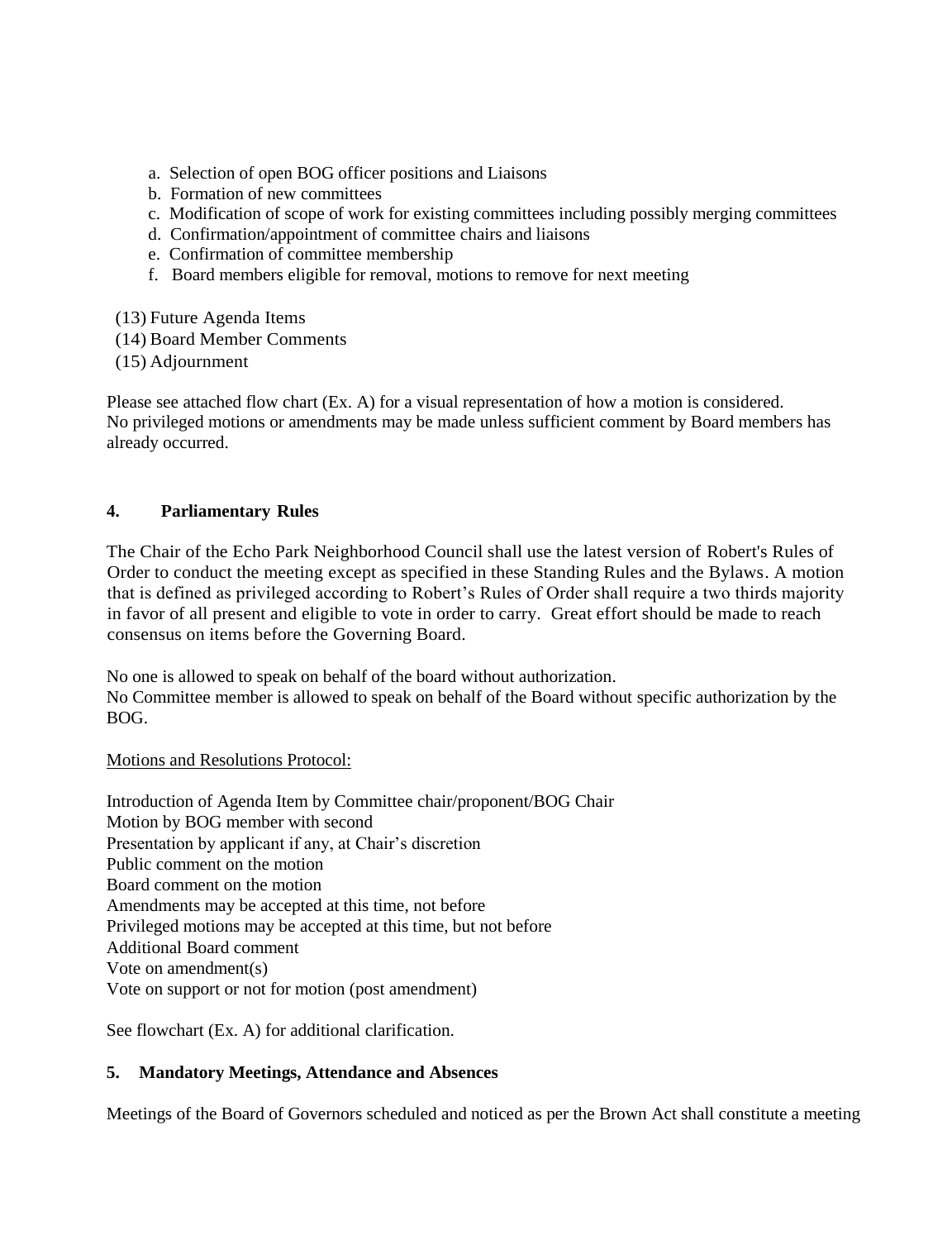a. Selection of open BOG officer positions and Liaisons
b. Formation of new committees
c. Modification of scope of work for existing committees including possibly merging committees
d. Confirmation/appointment of committee chairs and liaisons
e. Confirmation of committee membership
f. Board members eligible for removal, motions to remove for next meeting

(13) Future Agenda Items
(14) Board Member Comments
(15) Adjournment

Please see attached flow chart (Ex. A) for a visual representation of how a motion is considered.
No privileged motions or amendments may be made unless sufficient comment by Board members has already occurred.

## 4. Parliamentary Rules

The Chair of the Echo Park Neighborhood Council shall use the latest version of Robert's Rules of Order to conduct the meeting except as specified in these Standing Rules and the Bylaws. A motion that is defined as privileged according to Robert's Rules of Order shall require a two thirds majority in favor of all present and eligible to vote in order to carry. Great effort should be made to reach consensus on items before the Governing Board.

No one is allowed to speak on behalf of the board without authorization.
No Committee member is allowed to speak on behalf of the Board without specific authorization by the BOG.

<u>Motions and Resolutions Protocol:</u>

Introduction of Agenda Item by Committee chair/proponent/BOG Chair
Motion by BOG member with second
Presentation by applicant if any, at Chair's discretion
Public comment on the motion
Board comment on the motion
Amendments may be accepted at this time, not before
Privileged motions may be accepted at this time, but not before
Additional Board comment
Vote on amendment(s)
Vote on support or not for motion (post amendment)

See flowchart (Ex. A) for additional clarification.

## 5. Mandatory Meetings, Attendance and Absences

Meetings of the Board of Governors scheduled and noticed as per the Brown Act shall constitute a meeting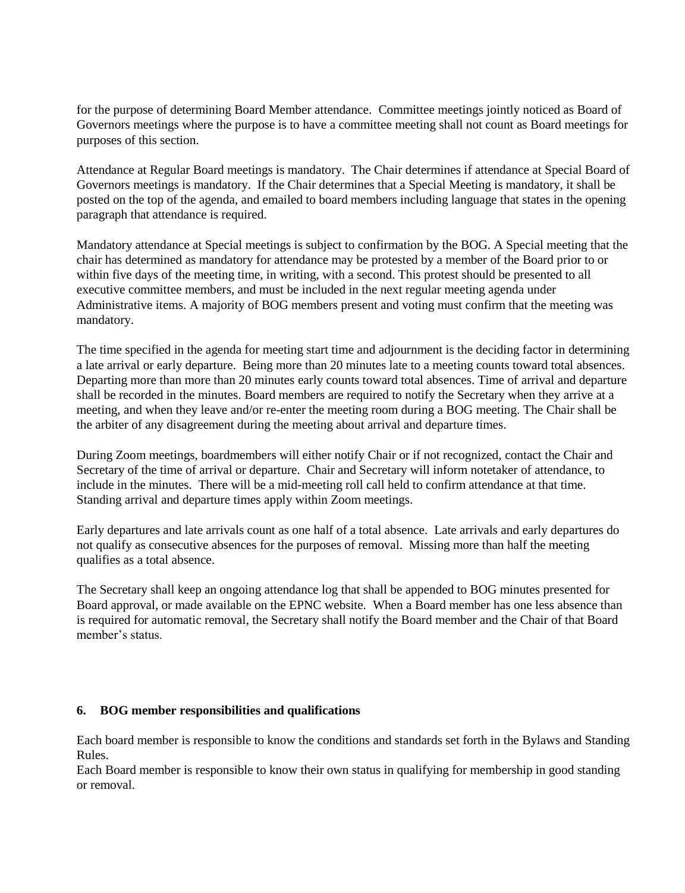for the purpose of determining Board Member attendance. Committee meetings jointly noticed as Board of Governors meetings where the purpose is to have a committee meeting shall not count as Board meetings for purposes of this section.

Attendance at Regular Board meetings is mandatory. The Chair determines if attendance at Special Board of Governors meetings is mandatory. If the Chair determines that a Special Meeting is mandatory, it shall be posted on the top of the agenda, and emailed to board members including language that states in the opening paragraph that attendance is required.

Mandatory attendance at Special meetings is subject to confirmation by the BOG. A Special meeting that the chair has determined as mandatory for attendance may be protested by a member of the Board prior to or within five days of the meeting time, in writing, with a second. This protest should be presented to all executive committee members, and must be included in the next regular meeting agenda under Administrative items. A majority of BOG members present and voting must confirm that the meeting was mandatory.

The time specified in the agenda for meeting start time and adjournment is the deciding factor in determining a late arrival or early departure. Being more than 20 minutes late to a meeting counts toward total absences. Departing more than more than 20 minutes early counts toward total absences. Time of arrival and departure shall be recorded in the minutes. Board members are required to notify the Secretary when they arrive at a meeting, and when they leave and/or re-enter the meeting room during a BOG meeting. The Chair shall be the arbiter of any disagreement during the meeting about arrival and departure times.

During Zoom meetings, boardmembers will either notify Chair or if not recognized, contact the Chair and Secretary of the time of arrival or departure. Chair and Secretary will inform notetaker of attendance, to include in the minutes. There will be a mid-meeting roll call held to confirm attendance at that time. Standing arrival and departure times apply within Zoom meetings.

Early departures and late arrivals count as one half of a total absence. Late arrivals and early departures do not qualify as consecutive absences for the purposes of removal. Missing more than half the meeting qualifies as a total absence.

The Secretary shall keep an ongoing attendance log that shall be appended to BOG minutes presented for Board approval, or made available on the EPNC website. When a Board member has one less absence than is required for automatic removal, the Secretary shall notify the Board member and the Chair of that Board member's status.

## 6. BOG member responsibilities and qualifications

Each board member is responsible to know the conditions and standards set forth in the Bylaws and Standing Rules.
Each Board member is responsible to know their own status in qualifying for membership in good standing or removal.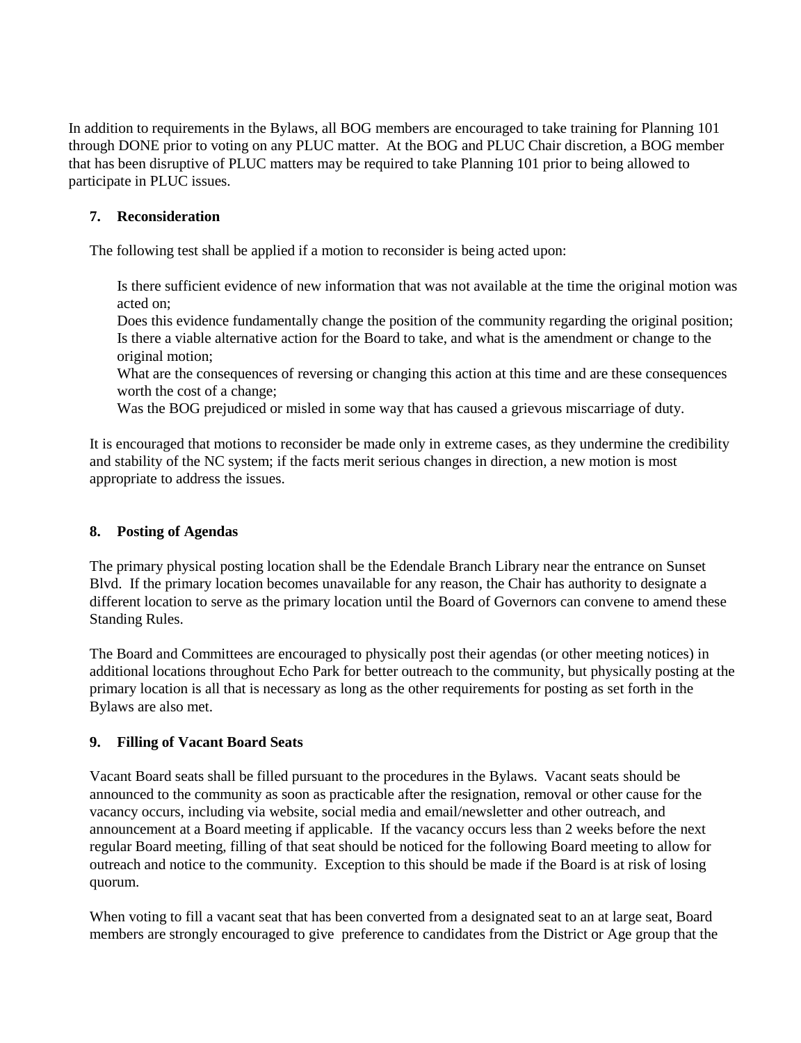In addition to requirements in the Bylaws, all BOG members are encouraged to take training for Planning 101 through DONE prior to voting on any PLUC matter. At the BOG and PLUC Chair discretion, a BOG member that has been disruptive of PLUC matters may be required to take Planning 101 prior to being allowed to participate in PLUC issues.

### 7. Reconsideration

The following test shall be applied if a motion to reconsider is being acted upon:

Is there sufficient evidence of new information that was not available at the time the original motion was acted on;
Does this evidence fundamentally change the position of the community regarding the original position;
Is there a viable alternative action for the Board to take, and what is the amendment or change to the original motion;
What are the consequences of reversing or changing this action at this time and are these consequences worth the cost of a change;
Was the BOG prejudiced or misled in some way that has caused a grievous miscarriage of duty.

It is encouraged that motions to reconsider be made only in extreme cases, as they undermine the credibility and stability of the NC system; if the facts merit serious changes in direction, a new motion is most appropriate to address the issues.

### 8. Posting of Agendas

The primary physical posting location shall be the Edendale Branch Library near the entrance on Sunset Blvd. If the primary location becomes unavailable for any reason, the Chair has authority to designate a different location to serve as the primary location until the Board of Governors can convene to amend these Standing Rules.

The Board and Committees are encouraged to physically post their agendas (or other meeting notices) in additional locations throughout Echo Park for better outreach to the community, but physically posting at the primary location is all that is necessary as long as the other requirements for posting as set forth in the Bylaws are also met.

### 9. Filling of Vacant Board Seats

Vacant Board seats shall be filled pursuant to the procedures in the Bylaws. Vacant seats should be announced to the community as soon as practicable after the resignation, removal or other cause for the vacancy occurs, including via website, social media and email/newsletter and other outreach, and announcement at a Board meeting if applicable. If the vacancy occurs less than 2 weeks before the next regular Board meeting, filling of that seat should be noticed for the following Board meeting to allow for outreach and notice to the community. Exception to this should be made if the Board is at risk of losing quorum.

When voting to fill a vacant seat that has been converted from a designated seat to an at large seat, Board members are strongly encouraged to give preference to candidates from the District or Age group that the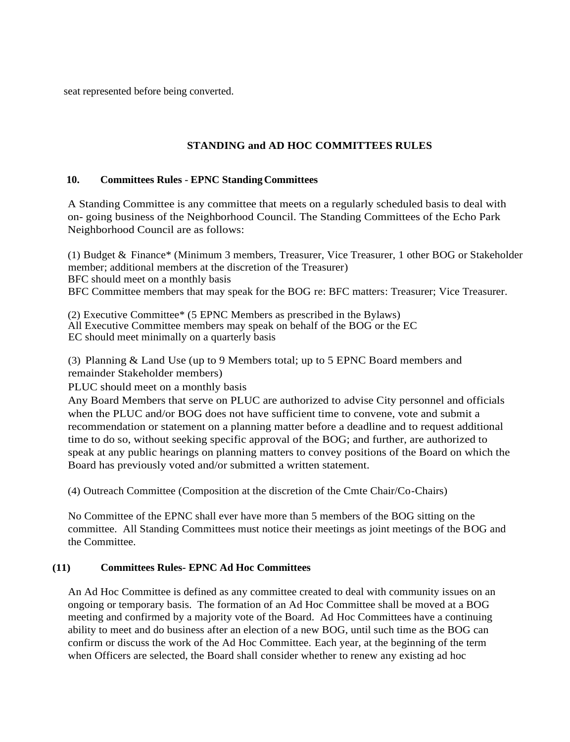seat represented before being converted.

## STANDING and AD HOC COMMITTEES RULES

### 10. Committees Rules - EPNC Standing Committees

A Standing Committee is any committee that meets on a regularly scheduled basis to deal with on- going business of the Neighborhood Council. The Standing Committees of the Echo Park Neighborhood Council are as follows:

(1) Budget & Finance* (Minimum 3 members, Treasurer, Vice Treasurer, 1 other BOG or Stakeholder member; additional members at the discretion of the Treasurer)
BFC should meet on a monthly basis
BFC Committee members that may speak for the BOG re: BFC matters: Treasurer; Vice Treasurer.

(2) Executive Committee* (5 EPNC Members as prescribed in the Bylaws)
All Executive Committee members may speak on behalf of the BOG or the EC
EC should meet minimally on a quarterly basis

(3) Planning & Land Use (up to 9 Members total; up to 5 EPNC Board members and remainder Stakeholder members)
PLUC should meet on a monthly basis
Any Board Members that serve on PLUC are authorized to advise City personnel and officials when the PLUC and/or BOG does not have sufficient time to convene, vote and submit a recommendation or statement on a planning matter before a deadline and to request additional time to do so, without seeking specific approval of the BOG; and further, are authorized to speak at any public hearings on planning matters to convey positions of the Board on which the Board has previously voted and/or submitted a written statement.

(4) Outreach Committee (Composition at the discretion of the Cmte Chair/Co-Chairs)

No Committee of the EPNC shall ever have more than 5 members of the BOG sitting on the committee. All Standing Committees must notice their meetings as joint meetings of the BOG and the Committee.

### (11) Committees Rules- EPNC Ad Hoc Committees

An Ad Hoc Committee is defined as any committee created to deal with community issues on an ongoing or temporary basis. The formation of an Ad Hoc Committee shall be moved at a BOG meeting and confirmed by a majority vote of the Board. Ad Hoc Committees have a continuing ability to meet and do business after an election of a new BOG, until such time as the BOG can confirm or discuss the work of the Ad Hoc Committee. Each year, at the beginning of the term when Officers are selected, the Board shall consider whether to renew any existing ad hoc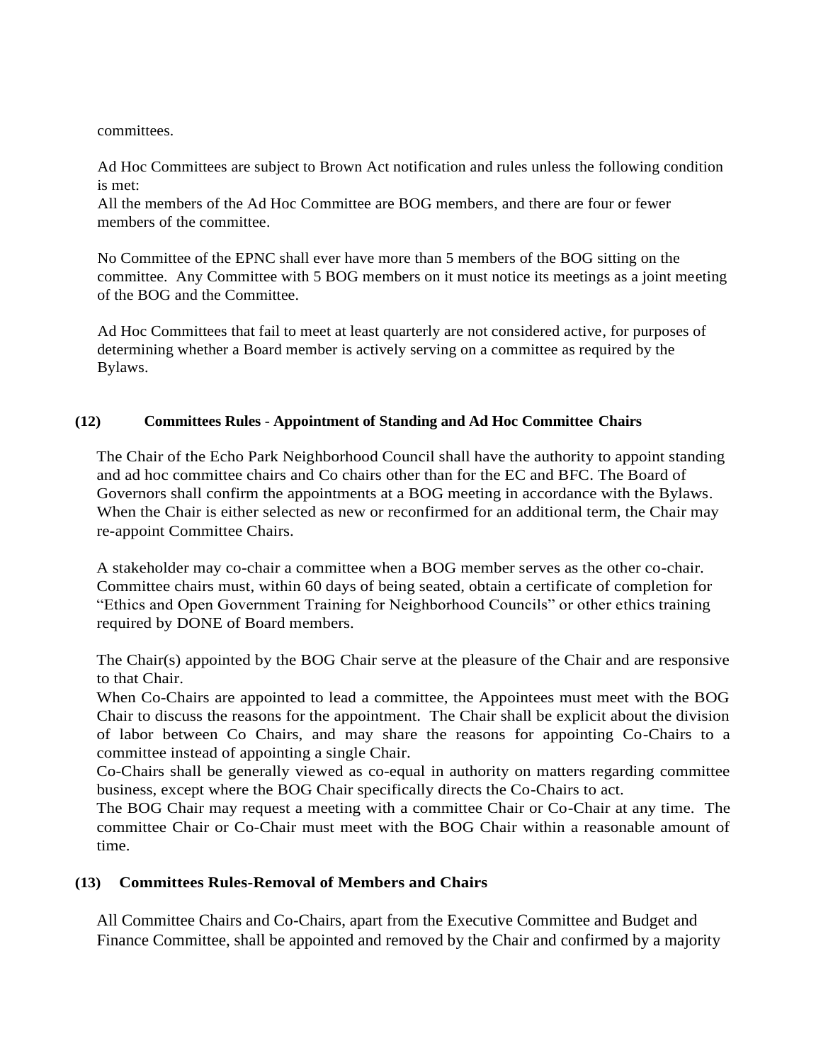committees.

Ad Hoc Committees are subject to Brown Act notification and rules unless the following condition is met:
All the members of the Ad Hoc Committee are BOG members, and there are four or fewer members of the committee.

No Committee of the EPNC shall ever have more than 5 members of the BOG sitting on the committee. Any Committee with 5 BOG members on it must notice its meetings as a joint meeting of the BOG and the Committee.

Ad Hoc Committees that fail to meet at least quarterly are not considered active, for purposes of determining whether a Board member is actively serving on a committee as required by the Bylaws.

**(12) Committees Rules - Appointment of Standing and Ad Hoc Committee Chairs**

The Chair of the Echo Park Neighborhood Council shall have the authority to appoint standing and ad hoc committee chairs and Co chairs other than for the EC and BFC. The Board of Governors shall confirm the appointments at a BOG meeting in accordance with the Bylaws. When the Chair is either selected as new or reconfirmed for an additional term, the Chair may re-appoint Committee Chairs.

A stakeholder may co-chair a committee when a BOG member serves as the other co-chair. Committee chairs must, within 60 days of being seated, obtain a certificate of completion for "Ethics and Open Government Training for Neighborhood Councils" or other ethics training required by DONE of Board members.

The Chair(s) appointed by the BOG Chair serve at the pleasure of the Chair and are responsive to that Chair.
When Co-Chairs are appointed to lead a committee, the Appointees must meet with the BOG Chair to discuss the reasons for the appointment. The Chair shall be explicit about the division of labor between Co Chairs, and may share the reasons for appointing Co-Chairs to a committee instead of appointing a single Chair.
Co-Chairs shall be generally viewed as co-equal in authority on matters regarding committee business, except where the BOG Chair specifically directs the Co-Chairs to act.
The BOG Chair may request a meeting with a committee Chair or Co-Chair at any time. The committee Chair or Co-Chair must meet with the BOG Chair within a reasonable amount of time.

**(13) Committees Rules-Removal of Members and Chairs**

All Committee Chairs and Co-Chairs, apart from the Executive Committee and Budget and Finance Committee, shall be appointed and removed by the Chair and confirmed by a majority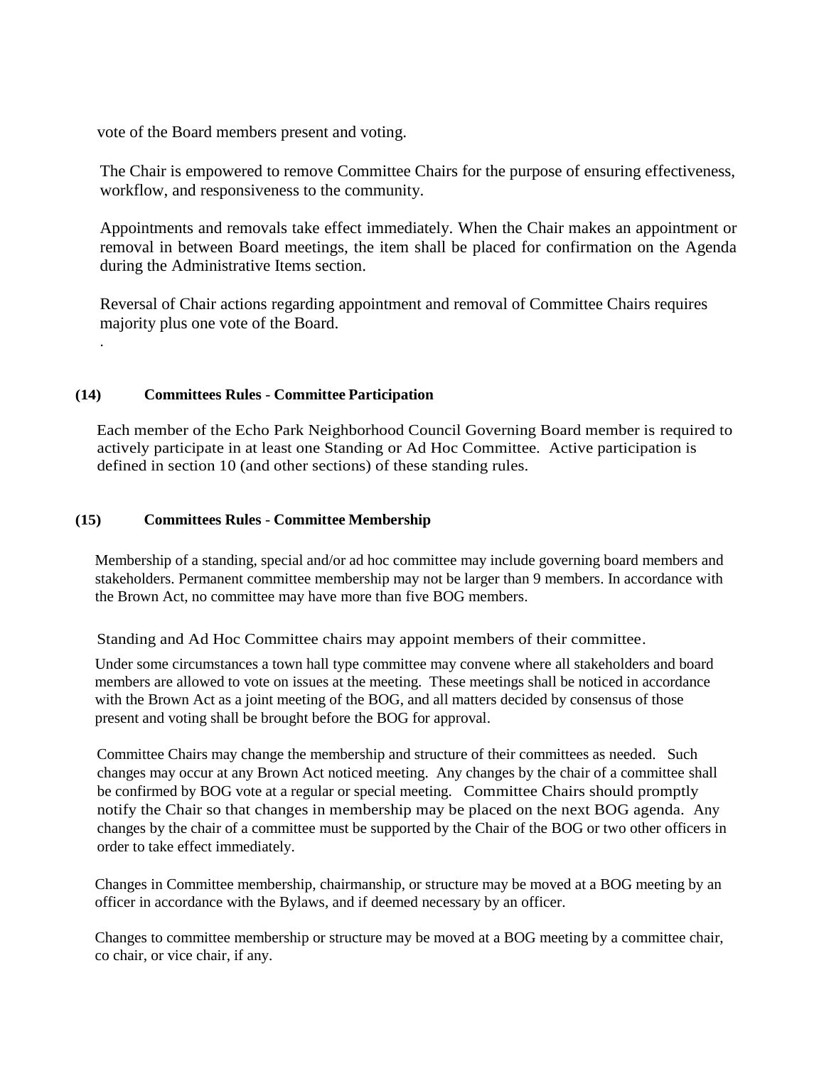vote of the Board members present and voting.

The Chair is empowered to remove Committee Chairs for the purpose of ensuring effectiveness, workflow, and responsiveness to the community.

Appointments and removals take effect immediately. When the Chair makes an appointment or removal in between Board meetings, the item shall be placed for confirmation on the Agenda during the Administrative Items section.

Reversal of Chair actions regarding appointment and removal of Committee Chairs requires majority plus one vote of the Board.

.

**(14) Committees Rules - Committee Participation**

Each member of the Echo Park Neighborhood Council Governing Board member is required to actively participate in at least one Standing or Ad Hoc Committee. Active participation is defined in section 10 (and other sections) of these standing rules.

**(15) Committees Rules - Committee Membership**

Membership of a standing, special and/or ad hoc committee may include governing board members and stakeholders. Permanent committee membership may not be larger than 9 members. In accordance with the Brown Act, no committee may have more than five BOG members.

Standing and Ad Hoc Committee chairs may appoint members of their committee.

Under some circumstances a town hall type committee may convene where all stakeholders and board members are allowed to vote on issues at the meeting. These meetings shall be noticed in accordance with the Brown Act as a joint meeting of the BOG, and all matters decided by consensus of those present and voting shall be brought before the BOG for approval.

Committee Chairs may change the membership and structure of their committees as needed. Such changes may occur at any Brown Act noticed meeting. Any changes by the chair of a committee shall be confirmed by BOG vote at a regular or special meeting. Committee Chairs should promptly notify the Chair so that changes in membership may be placed on the next BOG agenda. Any changes by the chair of a committee must be supported by the Chair of the BOG or two other officers in order to take effect immediately.

Changes in Committee membership, chairmanship, or structure may be moved at a BOG meeting by an officer in accordance with the Bylaws, and if deemed necessary by an officer.

Changes to committee membership or structure may be moved at a BOG meeting by a committee chair, co chair, or vice chair, if any.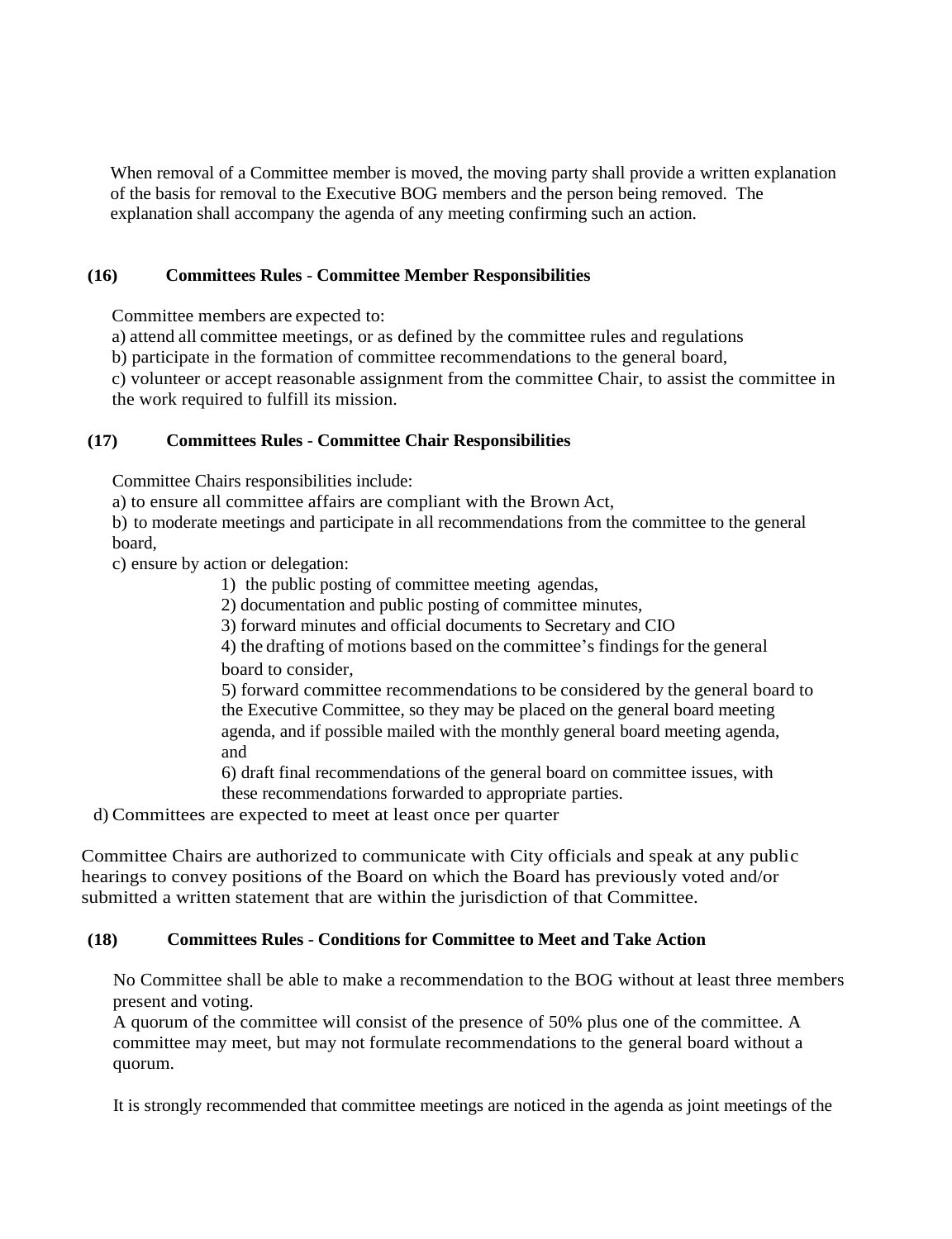When removal of a Committee member is moved, the moving party shall provide a written explanation of the basis for removal to the Executive BOG members and the person being removed. The explanation shall accompany the agenda of any meeting confirming such an action.

### (16) Committees Rules - Committee Member Responsibilities

Committee members are expected to:

a) attend all committee meetings, or as defined by the committee rules and regulations

b) participate in the formation of committee recommendations to the general board,

c) volunteer or accept reasonable assignment from the committee Chair, to assist the committee in the work required to fulfill its mission.

### (17) Committees Rules - Committee Chair Responsibilities

Committee Chairs responsibilities include:

a) to ensure all committee affairs are compliant with the Brown Act,

b) to moderate meetings and participate in all recommendations from the committee to the general board,

c) ensure by action or delegation:

1) the public posting of committee meeting agendas,

2) documentation and public posting of committee minutes,

3) forward minutes and official documents to Secretary and CIO

4) the drafting of motions based on the committee's findings for the general board to consider,

5) forward committee recommendations to be considered by the general board to the Executive Committee, so they may be placed on the general board meeting agenda, and if possible mailed with the monthly general board meeting agenda, and

6) draft final recommendations of the general board on committee issues, with these recommendations forwarded to appropriate parties.

d) Committees are expected to meet at least once per quarter

Committee Chairs are authorized to communicate with City officials and speak at any public hearings to convey positions of the Board on which the Board has previously voted and/or submitted a written statement that are within the jurisdiction of that Committee.

### (18) Committees Rules - Conditions for Committee to Meet and Take Action

No Committee shall be able to make a recommendation to the BOG without at least three members present and voting.

A quorum of the committee will consist of the presence of 50% plus one of the committee. A committee may meet, but may not formulate recommendations to the general board without a quorum.

It is strongly recommended that committee meetings are noticed in the agenda as joint meetings of the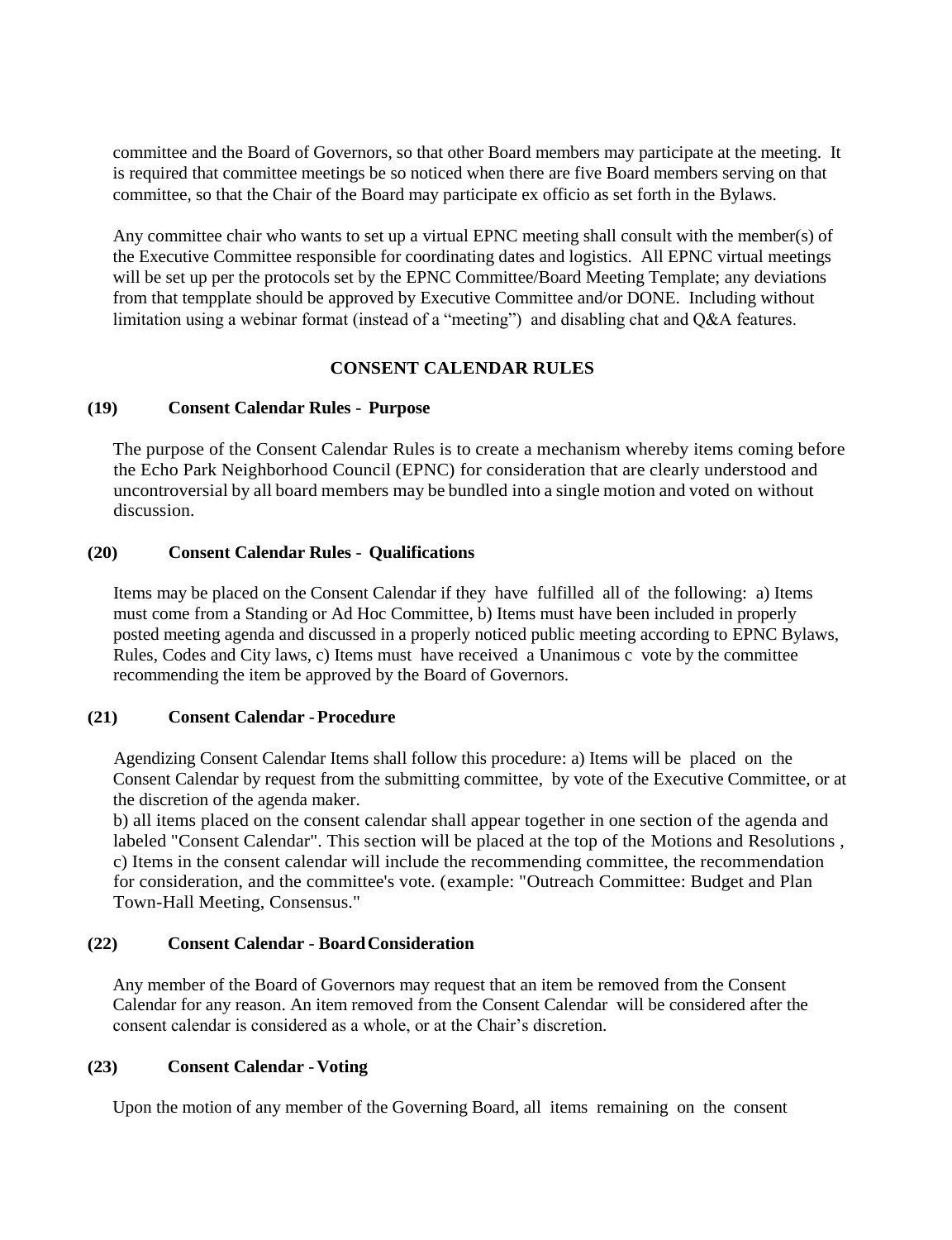committee and the Board of Governors, so that other Board members may participate at the meeting. It is required that committee meetings be so noticed when there are five Board members serving on that committee, so that the Chair of the Board may participate ex officio as set forth in the Bylaws.

Any committee chair who wants to set up a virtual EPNC meeting shall consult with the member(s) of the Executive Committee responsible for coordinating dates and logistics. All EPNC virtual meetings will be set up per the protocols set by the EPNC Committee/Board Meeting Template; any deviations from that tempplate should be approved by Executive Committee and/or DONE. Including without limitation using a webinar format (instead of a "meeting") and disabling chat and Q&A features.

## CONSENT CALENDAR RULES

### (19) Consent Calendar Rules - Purpose

The purpose of the Consent Calendar Rules is to create a mechanism whereby items coming before the Echo Park Neighborhood Council (EPNC) for consideration that are clearly understood and uncontroversial by all board members may be bundled into a single motion and voted on without discussion.

### (20) Consent Calendar Rules - Qualifications

Items may be placed on the Consent Calendar if they have fulfilled all of the following: a) Items must come from a Standing or Ad Hoc Committee, b) Items must have been included in properly posted meeting agenda and discussed in a properly noticed public meeting according to EPNC Bylaws, Rules, Codes and City laws, c) Items must have received a Unanimous c vote by the committee recommending the item be approved by the Board of Governors.

### (21) Consent Calendar - Procedure

Agendizing Consent Calendar Items shall follow this procedure: a) Items will be placed on the Consent Calendar by request from the submitting committee, by vote of the Executive Committee, or at the discretion of the agenda maker.

b) all items placed on the consent calendar shall appear together in one section of the agenda and labeled "Consent Calendar". This section will be placed at the top of the Motions and Resolutions , c) Items in the consent calendar will include the recommending committee, the recommendation for consideration, and the committee's vote. (example: "Outreach Committee: Budget and Plan Town-Hall Meeting, Consensus."

### (22) Consent Calendar - Board Consideration

Any member of the Board of Governors may request that an item be removed from the Consent Calendar for any reason. An item removed from the Consent Calendar will be considered after the consent calendar is considered as a whole, or at the Chair's discretion.

### (23) Consent Calendar - Voting

Upon the motion of any member of the Governing Board, all items remaining on the consent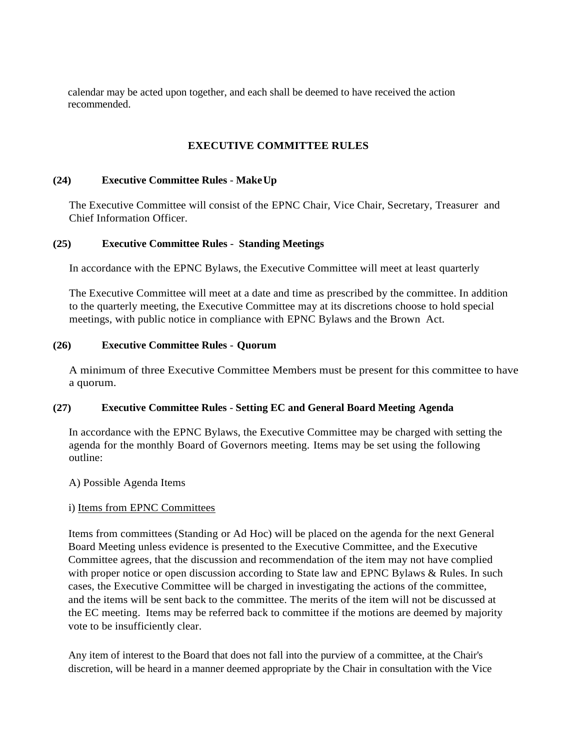calendar may be acted upon together, and each shall be deemed to have received the action recommended.

## EXECUTIVE COMMITTEE RULES

### (24) Executive Committee Rules - Make Up

The Executive Committee will consist of the EPNC Chair, Vice Chair, Secretary, Treasurer and Chief Information Officer.

### (25) Executive Committee Rules - Standing Meetings

In accordance with the EPNC Bylaws, the Executive Committee will meet at least quarterly

The Executive Committee will meet at a date and time as prescribed by the committee. In addition to the quarterly meeting, the Executive Committee may at its discretions choose to hold special meetings, with public notice in compliance with EPNC Bylaws and the Brown Act.

### (26) Executive Committee Rules - Quorum

A minimum of three Executive Committee Members must be present for this committee to have a quorum.

### (27) Executive Committee Rules - Setting EC and General Board Meeting Agenda

In accordance with the EPNC Bylaws, the Executive Committee may be charged with setting the agenda for the monthly Board of Governors meeting. Items may be set using the following outline:

A) Possible Agenda Items

i) <u>Items from EPNC Committees</u>

Items from committees (Standing or Ad Hoc) will be placed on the agenda for the next General Board Meeting unless evidence is presented to the Executive Committee, and the Executive Committee agrees, that the discussion and recommendation of the item may not have complied with proper notice or open discussion according to State law and EPNC Bylaws & Rules. In such cases, the Executive Committee will be charged in investigating the actions of the committee, and the items will be sent back to the committee. The merits of the item will not be discussed at the EC meeting. Items may be referred back to committee if the motions are deemed by majority vote to be insufficiently clear.

Any item of interest to the Board that does not fall into the purview of a committee, at the Chair's discretion, will be heard in a manner deemed appropriate by the Chair in consultation with the Vice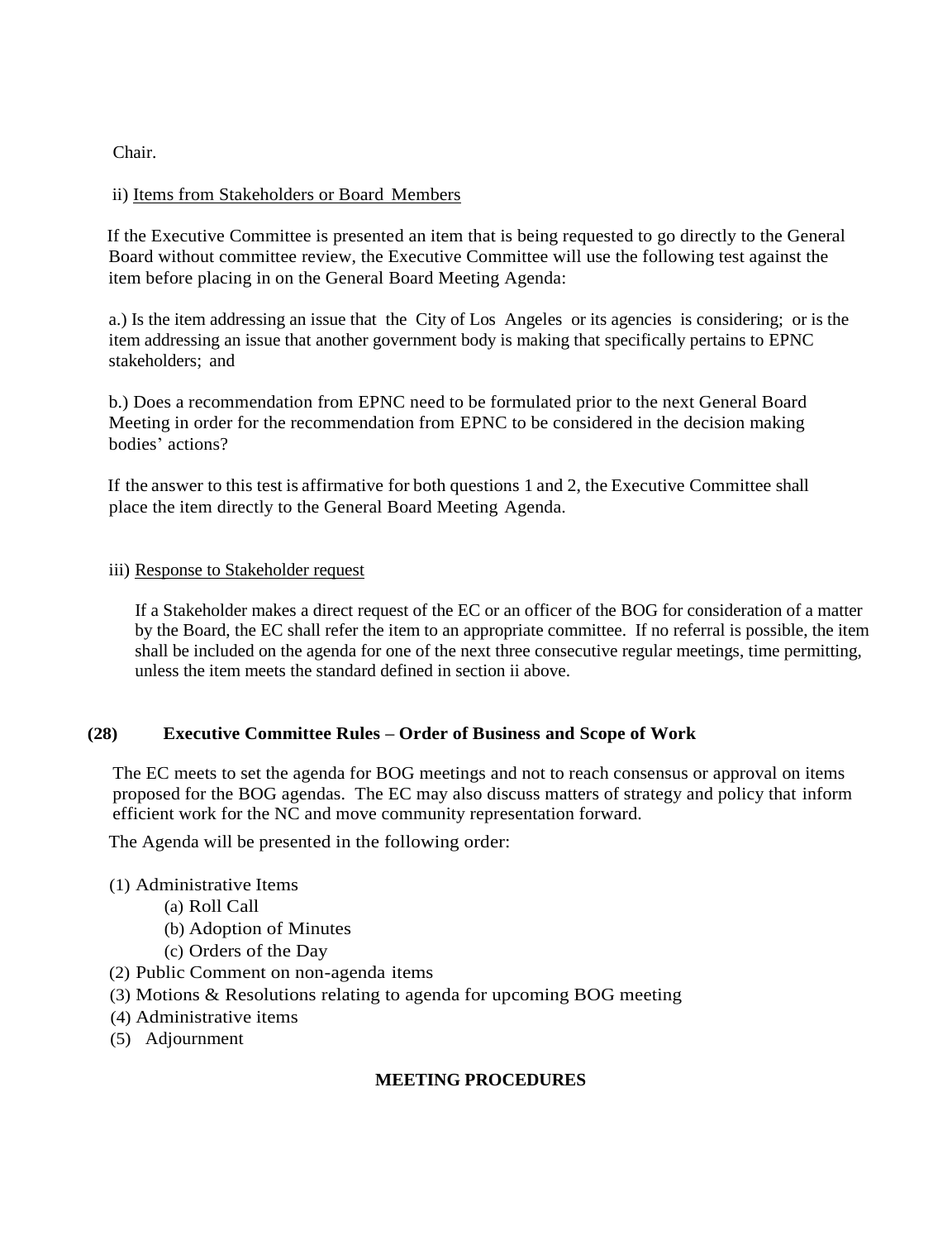Chair.

ii) Items from Stakeholders or Board Members

If the Executive Committee is presented an item that is being requested to go directly to the General Board without committee review, the Executive Committee will use the following test against the item before placing in on the General Board Meeting Agenda:

a.) Is the item addressing an issue that the City of Los Angeles or its agencies is considering; or is the item addressing an issue that another government body is making that specifically pertains to EPNC stakeholders; and

b.) Does a recommendation from EPNC need to be formulated prior to the next General Board Meeting in order for the recommendation from EPNC to be considered in the decision making bodies' actions?

If the answer to this test is affirmative for both questions 1 and 2, the Executive Committee shall place the item directly to the General Board Meeting Agenda.

iii) Response to Stakeholder request

If a Stakeholder makes a direct request of the EC or an officer of the BOG for consideration of a matter by the Board, the EC shall refer the item to an appropriate committee. If no referral is possible, the item shall be included on the agenda for one of the next three consecutive regular meetings, time permitting, unless the item meets the standard defined in section ii above.

**(28) Executive Committee Rules – Order of Business and Scope of Work**

The EC meets to set the agenda for BOG meetings and not to reach consensus or approval on items proposed for the BOG agendas. The EC may also discuss matters of strategy and policy that inform efficient work for the NC and move community representation forward.

The Agenda will be presented in the following order:

(1) Administrative Items
  (a) Roll Call
  (b) Adoption of Minutes
  (c) Orders of the Day
(2) Public Comment on non-agenda items
(3) Motions & Resolutions relating to agenda for upcoming BOG meeting
(4) Administrative items
(5) Adjournment

**MEETING PROCEDURES**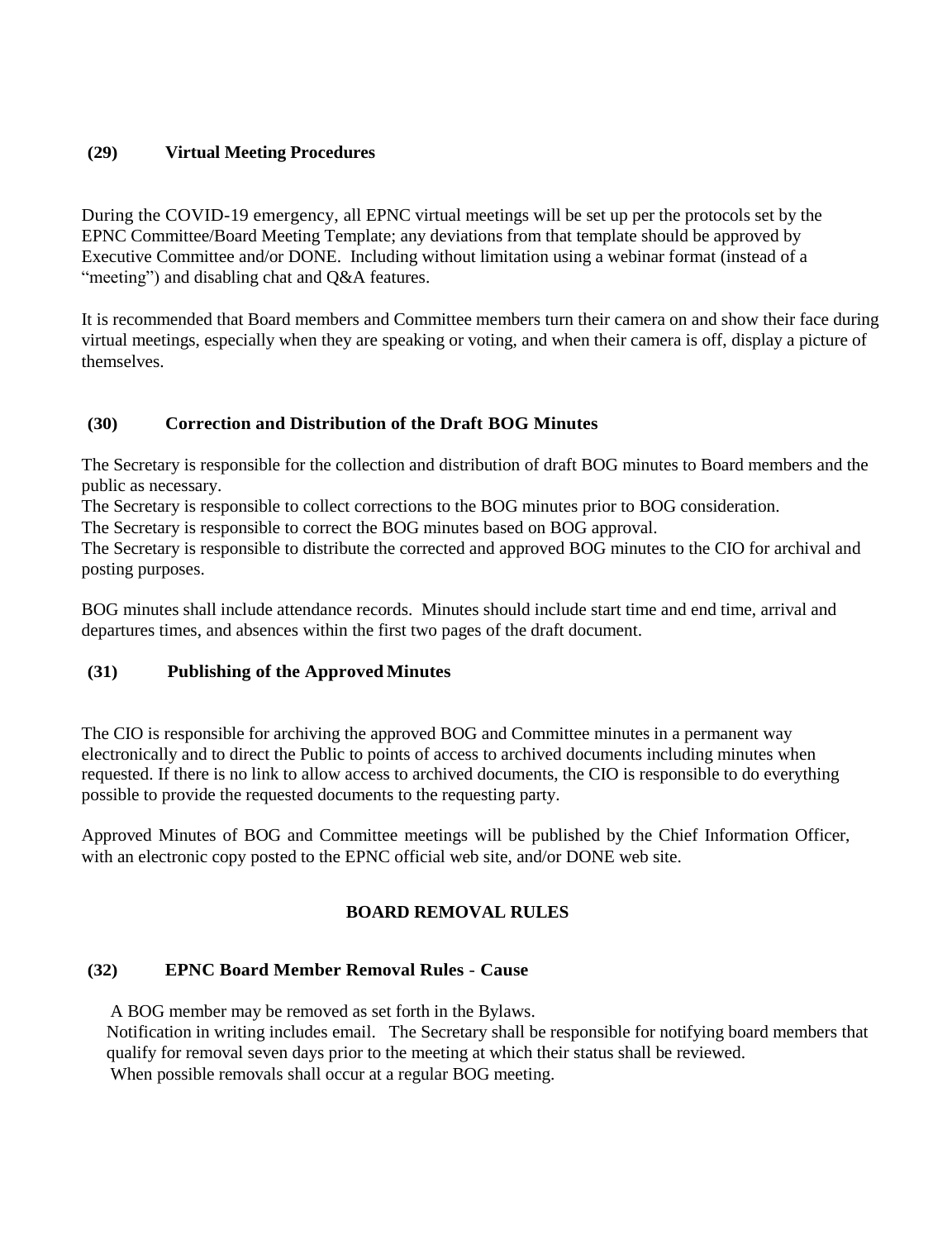### (29) Virtual Meeting Procedures

During the COVID-19 emergency, all EPNC virtual meetings will be set up per the protocols set by the EPNC Committee/Board Meeting Template; any deviations from that template should be approved by Executive Committee and/or DONE. Including without limitation using a webinar format (instead of a "meeting") and disabling chat and Q&A features.

It is recommended that Board members and Committee members turn their camera on and show their face during virtual meetings, especially when they are speaking or voting, and when their camera is off, display a picture of themselves.

### (30) Correction and Distribution of the Draft BOG Minutes

The Secretary is responsible for the collection and distribution of draft BOG minutes to Board members and the public as necessary.
The Secretary is responsible to collect corrections to the BOG minutes prior to BOG consideration.
The Secretary is responsible to correct the BOG minutes based on BOG approval.
The Secretary is responsible to distribute the corrected and approved BOG minutes to the CIO for archival and posting purposes.

BOG minutes shall include attendance records. Minutes should include start time and end time, arrival and departures times, and absences within the first two pages of the draft document.

### (31) Publishing of the Approved Minutes

The CIO is responsible for archiving the approved BOG and Committee minutes in a permanent way electronically and to direct the Public to points of access to archived documents including minutes when requested. If there is no link to allow access to archived documents, the CIO is responsible to do everything possible to provide the requested documents to the requesting party.

Approved Minutes of BOG and Committee meetings will be published by the Chief Information Officer, with an electronic copy posted to the EPNC official web site, and/or DONE web site.

## BOARD REMOVAL RULES

### (32) EPNC Board Member Removal Rules - Cause

A BOG member may be removed as set forth in the Bylaws.
Notification in writing includes email. The Secretary shall be responsible for notifying board members that qualify for removal seven days prior to the meeting at which their status shall be reviewed.
When possible removals shall occur at a regular BOG meeting.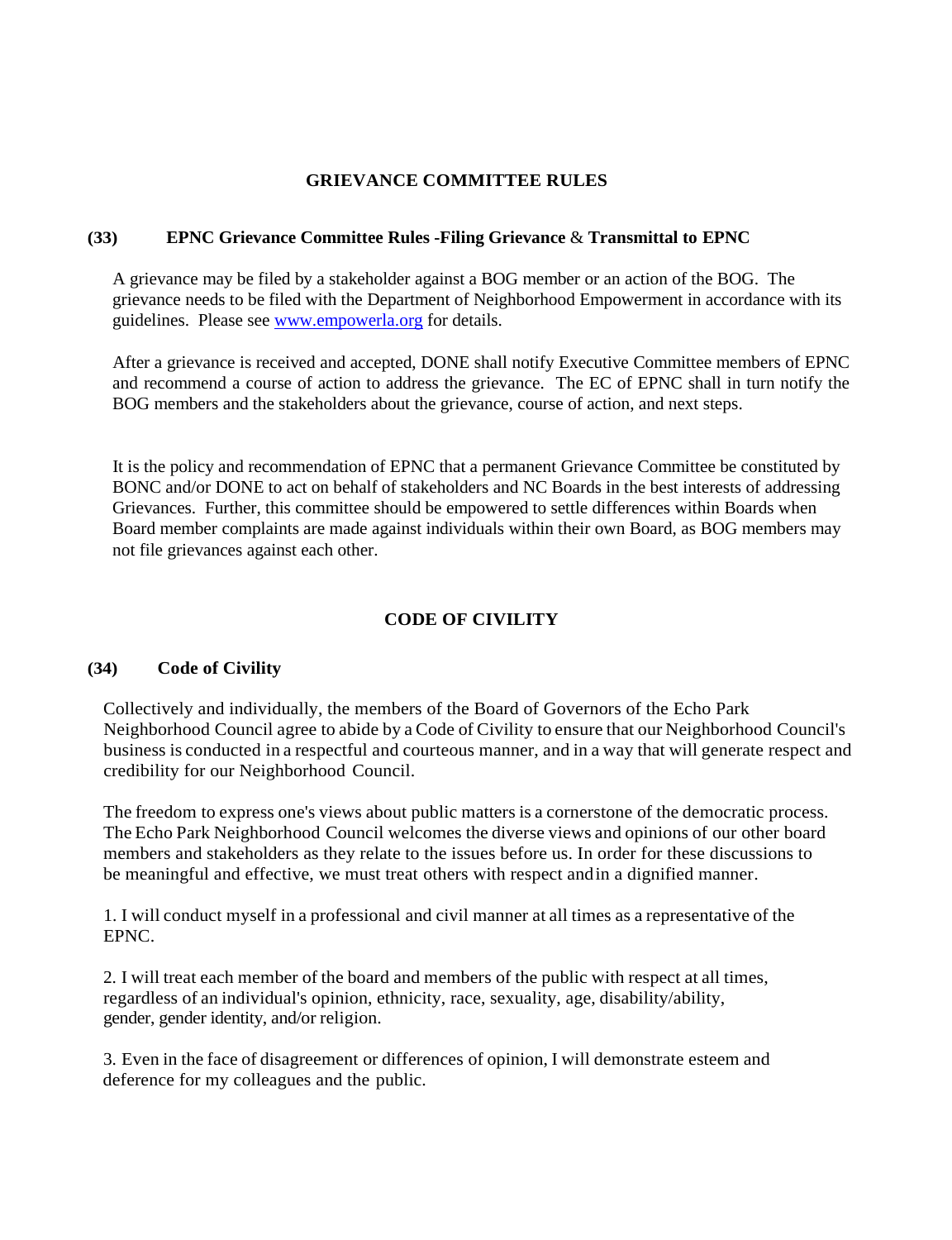## GRIEVANCE COMMITTEE RULES

### (33) EPNC Grievance Committee Rules -Filing Grievance & Transmittal to EPNC

A grievance may be filed by a stakeholder against a BOG member or an action of the BOG. The grievance needs to be filed with the Department of Neighborhood Empowerment in accordance with its guidelines. Please see [www.empowerla.org](http://www.empowerla.org) for details.

After a grievance is received and accepted, DONE shall notify Executive Committee members of EPNC and recommend a course of action to address the grievance. The EC of EPNC shall in turn notify the BOG members and the stakeholders about the grievance, course of action, and next steps.

It is the policy and recommendation of EPNC that a permanent Grievance Committee be constituted by BONC and/or DONE to act on behalf of stakeholders and NC Boards in the best interests of addressing Grievances. Further, this committee should be empowered to settle differences within Boards when Board member complaints are made against individuals within their own Board, as BOG members may not file grievances against each other.

## CODE OF CIVILITY

### (34) Code of Civility

Collectively and individually, the members of the Board of Governors of the Echo Park Neighborhood Council agree to abide by a Code of Civility to ensure that our Neighborhood Council's business is conducted in a respectful and courteous manner, and in a way that will generate respect and credibility for our Neighborhood Council.

The freedom to express one's views about public matters is a cornerstone of the democratic process. The Echo Park Neighborhood Council welcomes the diverse views and opinions of our other board members and stakeholders as they relate to the issues before us. In order for these discussions to be meaningful and effective, we must treat others with respect and in a dignified manner.

1. I will conduct myself in a professional and civil manner at all times as a representative of the EPNC.

2. I will treat each member of the board and members of the public with respect at all times, regardless of an individual's opinion, ethnicity, race, sexuality, age, disability/ability, gender, gender identity, and/or religion.

3. Even in the face of disagreement or differences of opinion, I will demonstrate esteem and deference for my colleagues and the public.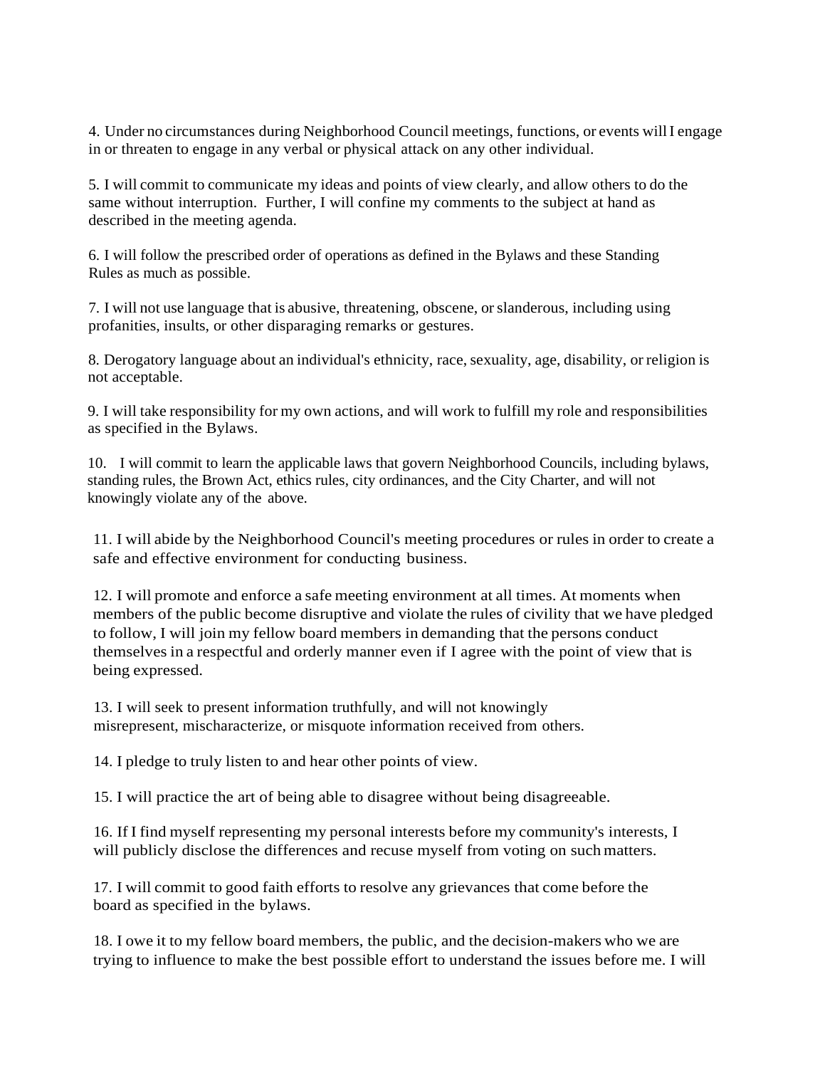4. Under no circumstances during Neighborhood Council meetings, functions, or events will I engage in or threaten to engage in any verbal or physical attack on any other individual.

5. I will commit to communicate my ideas and points of view clearly, and allow others to do the same without interruption. Further, I will confine my comments to the subject at hand as described in the meeting agenda.

6. I will follow the prescribed order of operations as defined in the Bylaws and these Standing Rules as much as possible.

7. I will not use language that is abusive, threatening, obscene, or slanderous, including using profanities, insults, or other disparaging remarks or gestures.

8. Derogatory language about an individual's ethnicity, race, sexuality, age, disability, or religion is not acceptable.

9. I will take responsibility for my own actions, and will work to fulfill my role and responsibilities as specified in the Bylaws.

10. I will commit to learn the applicable laws that govern Neighborhood Councils, including bylaws, standing rules, the Brown Act, ethics rules, city ordinances, and the City Charter, and will not knowingly violate any of the above.

11. I will abide by the Neighborhood Council's meeting procedures or rules in order to create a safe and effective environment for conducting business.

12. I will promote and enforce a safe meeting environment at all times. At moments when members of the public become disruptive and violate the rules of civility that we have pledged to follow, I will join my fellow board members in demanding that the persons conduct themselves in a respectful and orderly manner even if I agree with the point of view that is being expressed.

13. I will seek to present information truthfully, and will not knowingly misrepresent, mischaracterize, or misquote information received from others.

14. I pledge to truly listen to and hear other points of view.

15. I will practice the art of being able to disagree without being disagreeable.

16. If I find myself representing my personal interests before my community's interests, I will publicly disclose the differences and recuse myself from voting on such matters.

17. I will commit to good faith efforts to resolve any grievances that come before the board as specified in the bylaws.

18. I owe it to my fellow board members, the public, and the decision-makers who we are trying to influence to make the best possible effort to understand the issues before me. I will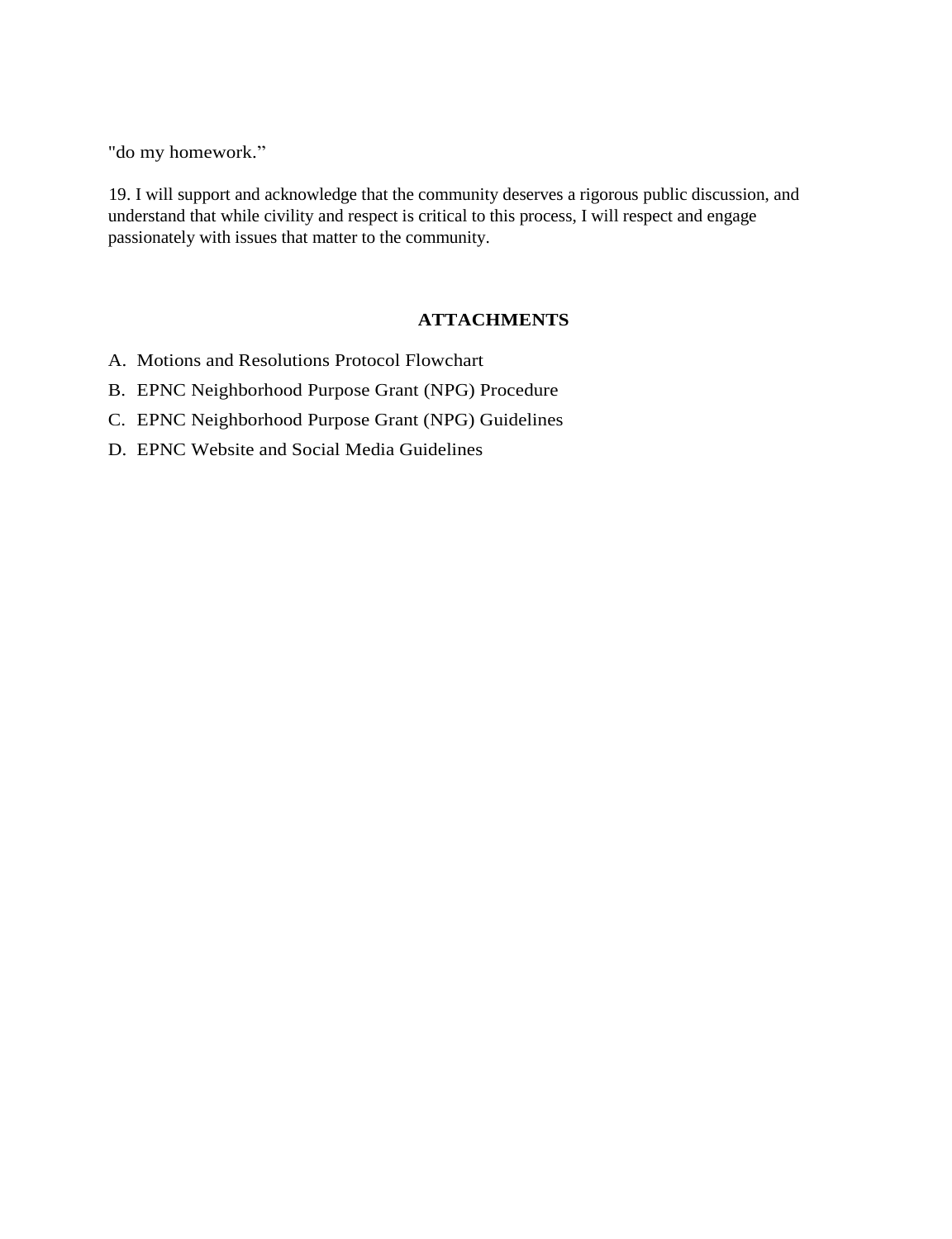"do my homework."

19. I will support and acknowledge that the community deserves a rigorous public discussion, and understand that while civility and respect is critical to this process, I will respect and engage passionately with issues that matter to the community.

## ATTACHMENTS

A. Motions and Resolutions Protocol Flowchart

B. EPNC Neighborhood Purpose Grant (NPG) Procedure

C. EPNC Neighborhood Purpose Grant (NPG) Guidelines

D. EPNC Website and Social Media Guidelines